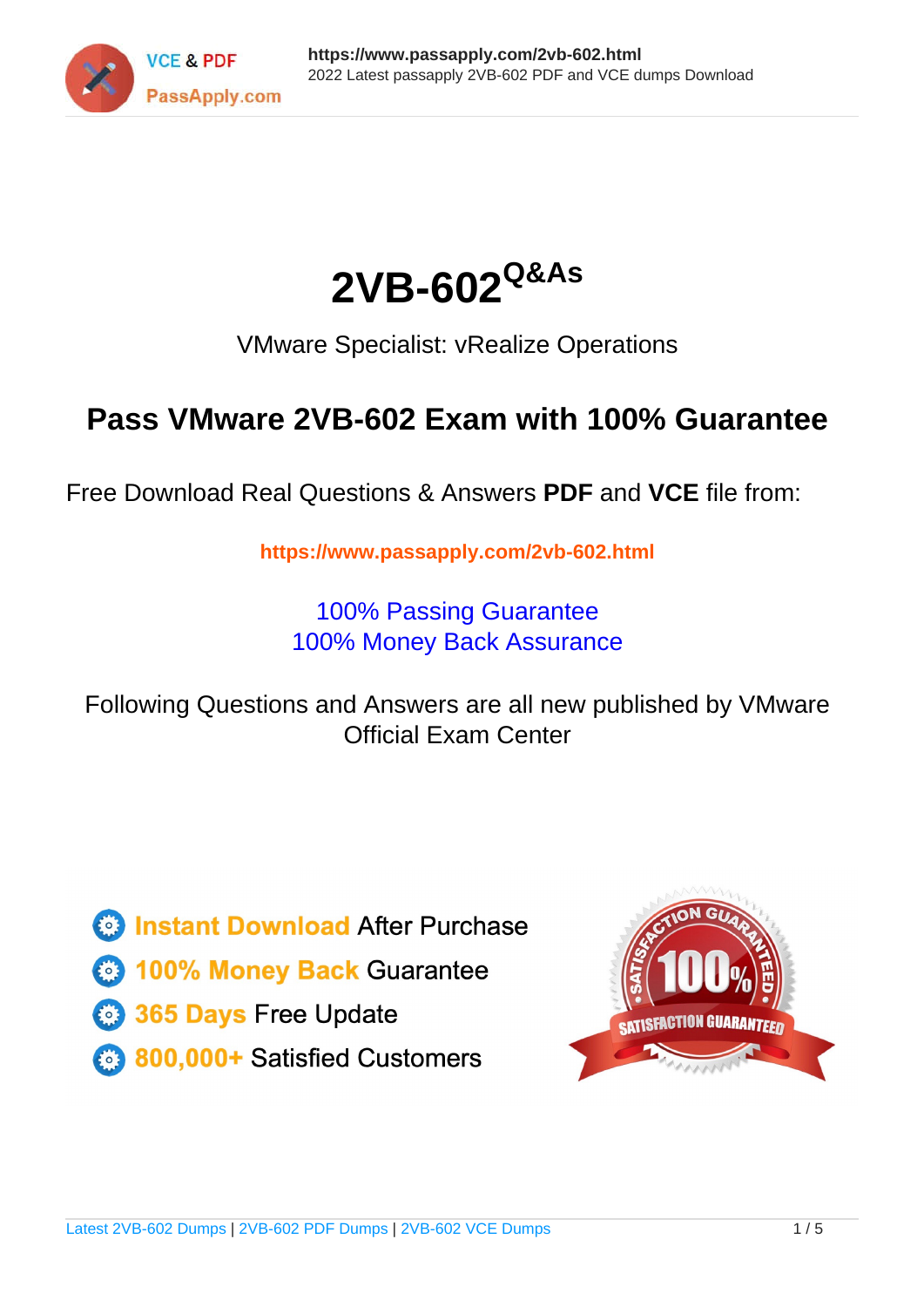# 2VB-602[Q&As]

VMware Specialist: vRealize Operations

## Pass VMware 2VB-602 Exam with 100% Guarantee

Free Download Real Questions & Answers **PDF** and **VCE** file from:

**https://www.passapply.com/2vb-602.html**

100% Passing Guarantee
100% Money Back Assurance

Following Questions and Answers are all new published by VMware Official Exam Center

- **Instant Download** After Purchase
- **100% Money Back** Guarantee
- **365 Days** Free Update
- **800,000+** Satisfied Customers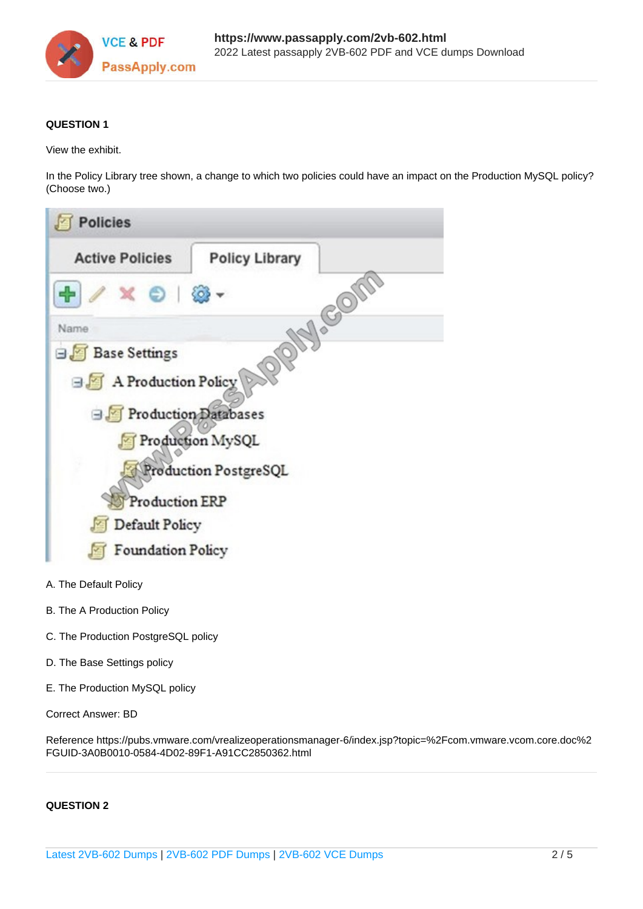**QUESTION 1**

View the exhibit.

In the Policy Library tree shown, a change to which two policies could have an impact on the Production MySQL policy? (Choose two.)

A. The Default Policy

B. The A Production Policy

C. The Production PostgreSQL policy

D. The Base Settings policy

E. The Production MySQL policy

Correct Answer: BD

Reference https://pubs.vmware.com/vrealizeoperationsmanager-6/index.jsp?topic=%2Fcom.vmware.vcom.core.doc%2FGUID-3A0B0010-0584-4D02-89F1-A91CC2850362.html

**QUESTION 2**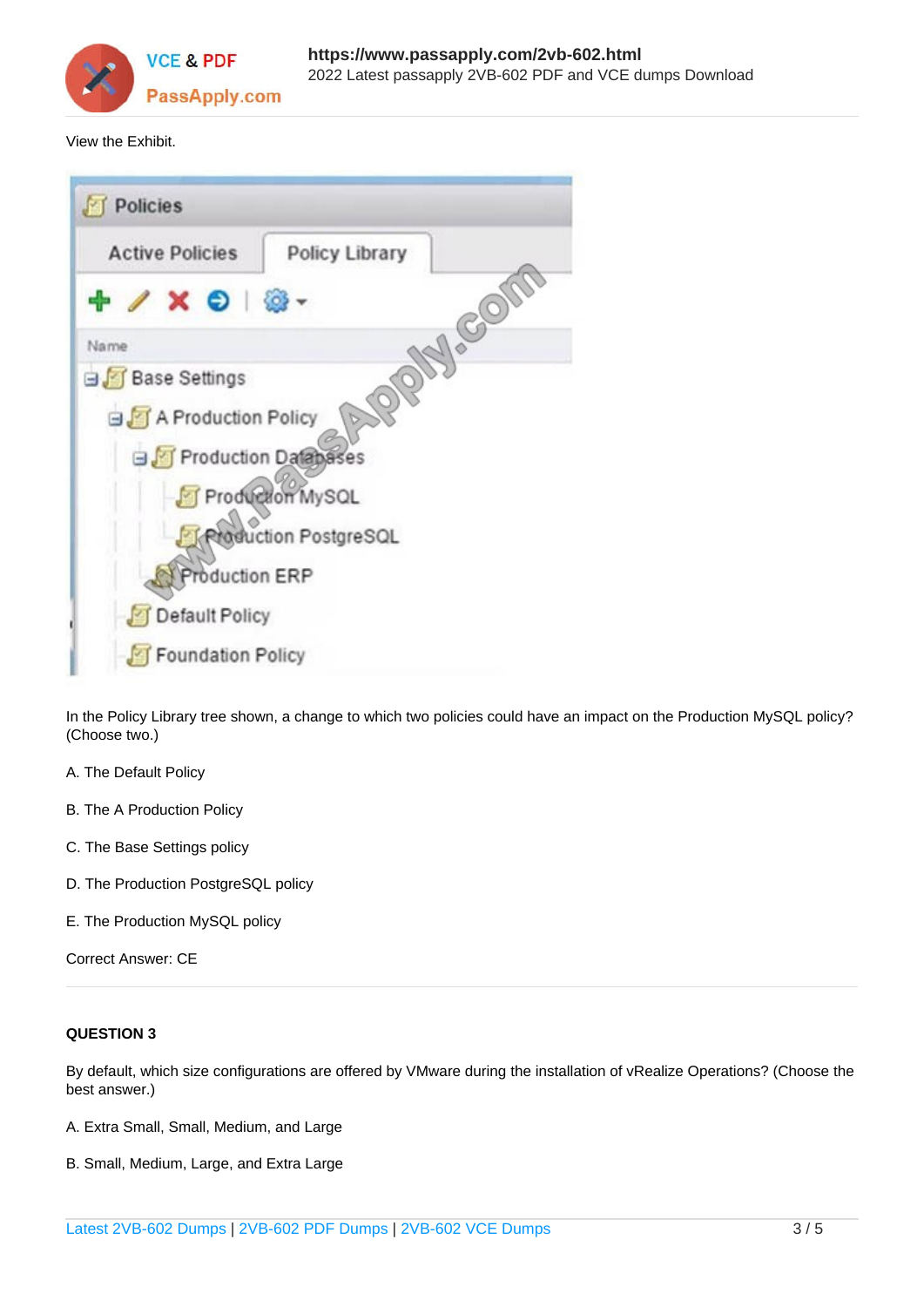View the Exhibit.

In the Policy Library tree shown, a change to which two policies could have an impact on the Production MySQL policy? (Choose two.)

A. The Default Policy

B. The A Production Policy

C. The Base Settings policy

D. The Production PostgreSQL policy

E. The Production MySQL policy

Correct Answer: CE

**QUESTION 3**

By default, which size configurations are offered by VMware during the installation of vRealize Operations? (Choose the best answer.)

A. Extra Small, Small, Medium, and Large

B. Small, Medium, Large, and Extra Large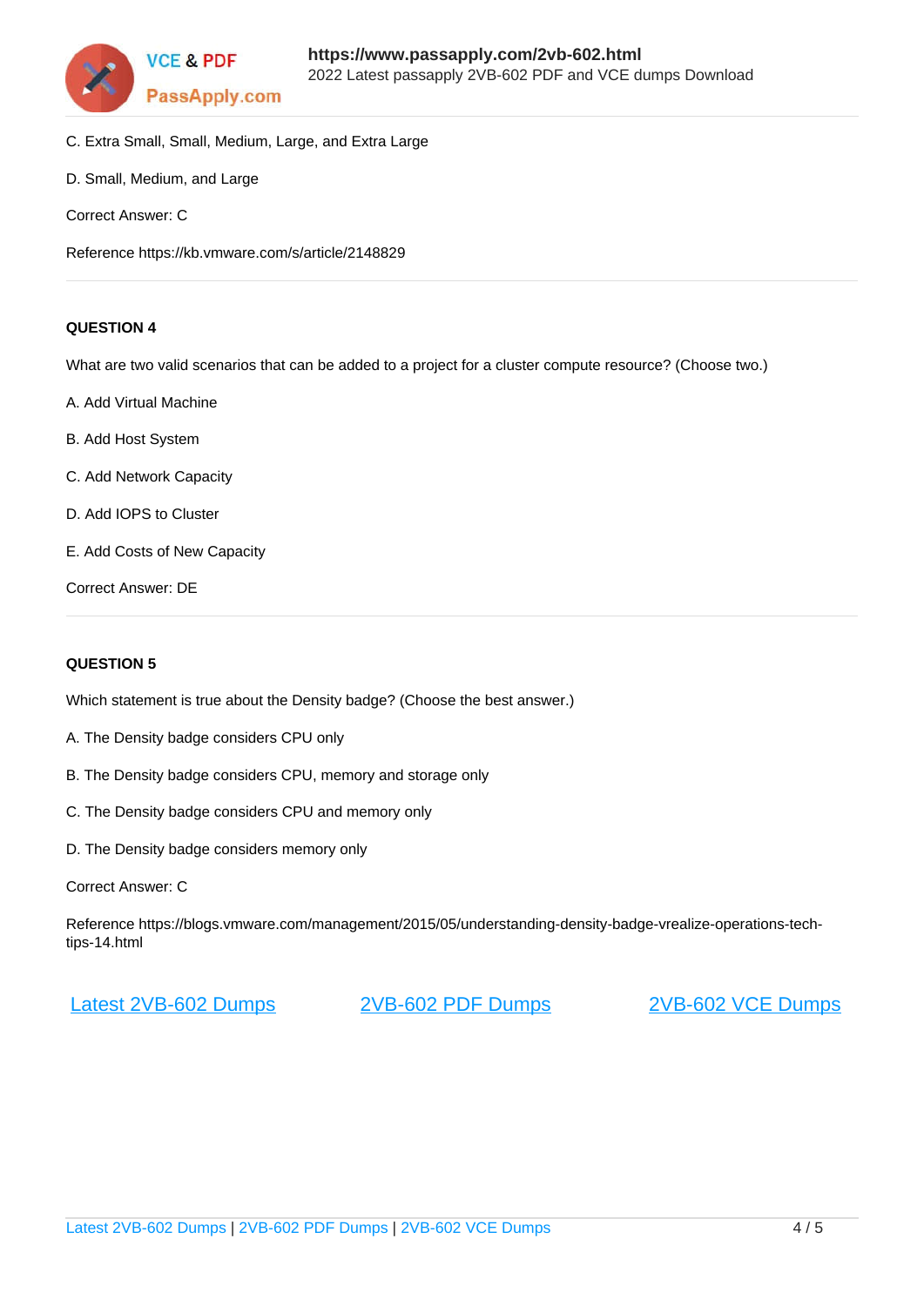C. Extra Small, Small, Medium, Large, and Extra Large

D. Small, Medium, and Large

Correct Answer: C

Reference https://kb.vmware.com/s/article/2148829

---

**QUESTION 4**

What are two valid scenarios that can be added to a project for a cluster compute resource? (Choose two.)

A. Add Virtual Machine

B. Add Host System

C. Add Network Capacity

D. Add IOPS to Cluster

E. Add Costs of New Capacity

Correct Answer: DE

---

**QUESTION 5**

Which statement is true about the Density badge? (Choose the best answer.)

A. The Density badge considers CPU only

B. The Density badge considers CPU, memory and storage only

C. The Density badge considers CPU and memory only

D. The Density badge considers memory only

Correct Answer: C

Reference https://blogs.vmware.com/management/2015/05/understanding-density-badge-vrealize-operations-tech-tips-14.html

[Latest 2VB-602 Dumps](https://www.passapply.com/2vb-602.html) [2VB-602 PDF Dumps](https://www.passapply.com/2vb-602.html) [2VB-602 VCE Dumps](https://www.passapply.com/2vb-602.html)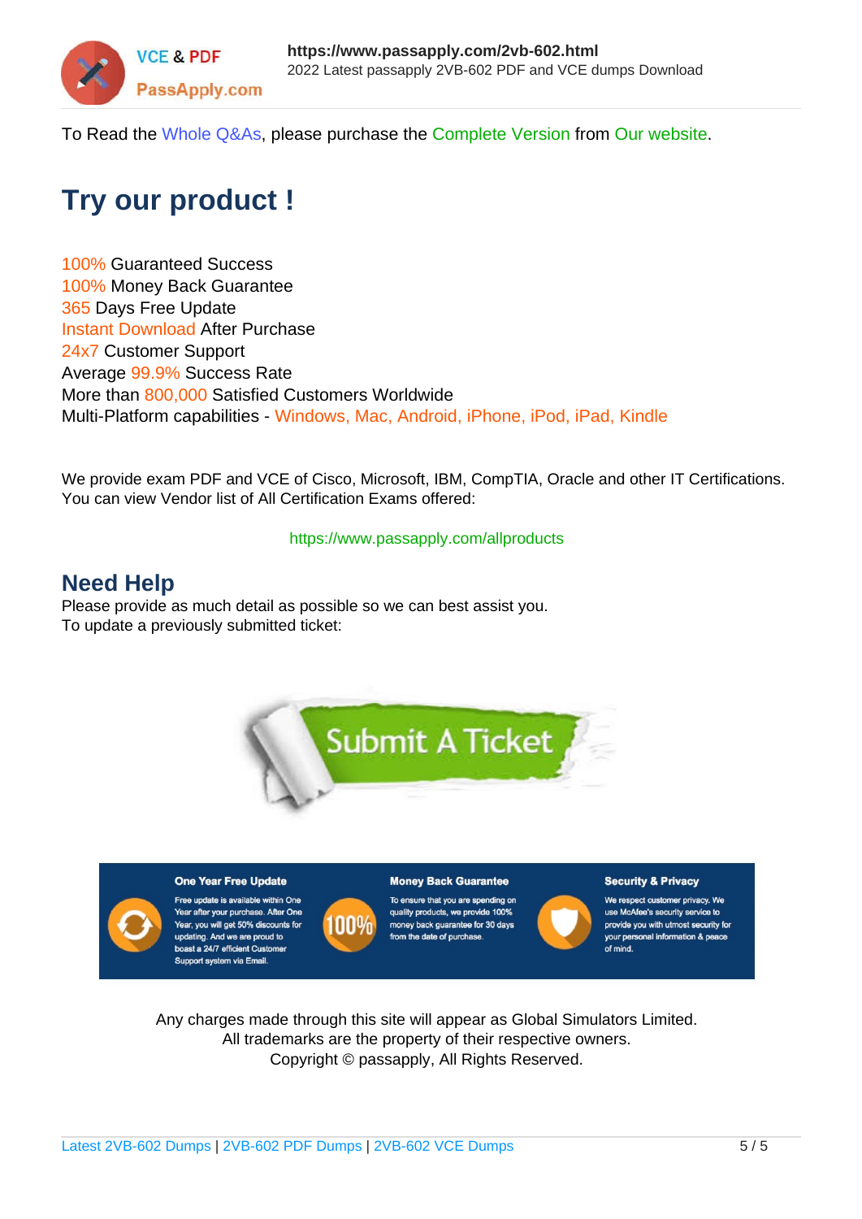To Read the Whole Q&As, please purchase the Complete Version from Our website.

# Try our product !

100% Guaranteed Success
100% Money Back Guarantee
365 Days Free Update
Instant Download After Purchase
24x7 Customer Support
Average 99.9% Success Rate
More than 800,000 Satisfied Customers Worldwide
Multi-Platform capabilities - Windows, Mac, Android, iPhone, iPod, iPad, Kindle

We provide exam PDF and VCE of Cisco, Microsoft, IBM, CompTIA, Oracle and other IT Certifications.
You can view Vendor list of All Certification Exams offered:

https://www.passapply.com/allproducts

## Need Help

Please provide as much detail as possible so we can best assist you.
To update a previously submitted ticket:

Submit A Ticket

**One Year Free Update**
Free update is available within One Year after your purchase. After One Year, you will get 50% discounts for updating. And we are proud to boast a 24/7 efficient Customer Support system via Email.

**Money Back Guarantee**
To ensure that you are spending on quality products, we provide 100% money back guarantee for 30 days from the date of purchase.

**Security & Privacy**
We respect customer privacy. We use McAfee's security service to provide you with utmost security for your personal information & peace of mind.

Any charges made through this site will appear as Global Simulators Limited.
All trademarks are the property of their respective owners.
Copyright © passapply, All Rights Reserved.